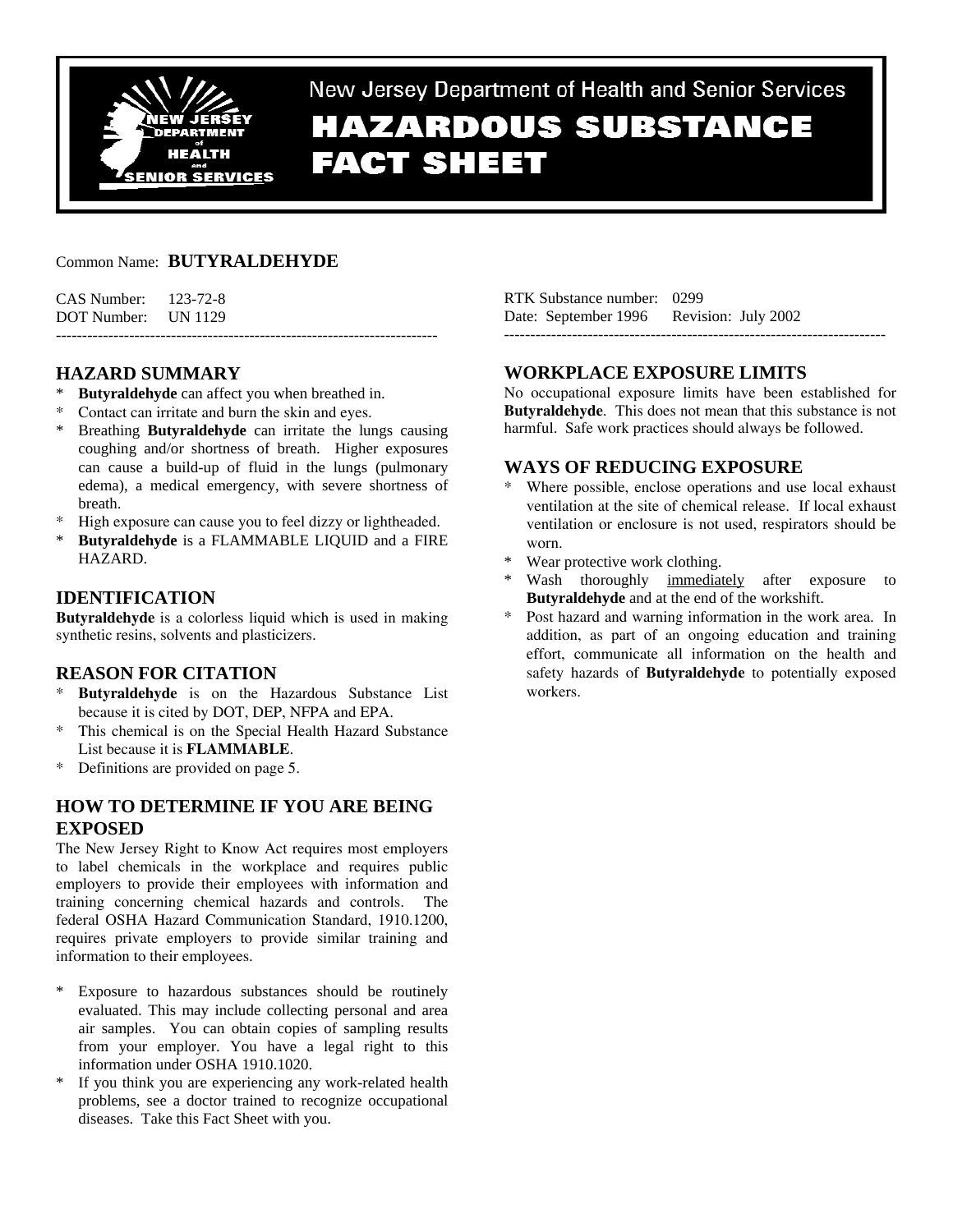New Jersey Department of Health and Senior Services

# HAZARDOUS SUBSTANCE FACT SHEET

Common Name: **BUTYRALDEHYDE**

CAS Number: 123-72-8
DOT Number: UN 1129

RTK Substance number: 0299
Date: September 1996 Revision: July 2002

---

## HAZARD SUMMARY

* **Butyraldehyde** can affect you when breathed in.
* Contact can irritate and burn the skin and eyes.
* Breathing **Butyraldehyde** can irritate the lungs causing coughing and/or shortness of breath. Higher exposures can cause a build-up of fluid in the lungs (pulmonary edema), a medical emergency, with severe shortness of breath.
* High exposure can cause you to feel dizzy or lightheaded.
* **Butyraldehyde** is a FLAMMABLE LIQUID and a FIRE HAZARD.

## IDENTIFICATION

**Butyraldehyde** is a colorless liquid which is used in making synthetic resins, solvents and plasticizers.

## REASON FOR CITATION

* **Butyraldehyde** is on the Hazardous Substance List because it is cited by DOT, DEP, NFPA and EPA.
* This chemical is on the Special Health Hazard Substance List because it is **FLAMMABLE**.
* Definitions are provided on page 5.

## HOW TO DETERMINE IF YOU ARE BEING EXPOSED

The New Jersey Right to Know Act requires most employers to label chemicals in the workplace and requires public employers to provide their employees with information and training concerning chemical hazards and controls. The federal OSHA Hazard Communication Standard, 1910.1200, requires private employers to provide similar training and information to their employees.

* Exposure to hazardous substances should be routinely evaluated. This may include collecting personal and area air samples. You can obtain copies of sampling results from your employer. You have a legal right to this information under OSHA 1910.1020.
* If you think you are experiencing any work-related health problems, see a doctor trained to recognize occupational diseases. Take this Fact Sheet with you.

## WORKPLACE EXPOSURE LIMITS

No occupational exposure limits have been established for **Butyraldehyde**. This does not mean that this substance is not harmful. Safe work practices should always be followed.

## WAYS OF REDUCING EXPOSURE

* Where possible, enclose operations and use local exhaust ventilation at the site of chemical release. If local exhaust ventilation or enclosure is not used, respirators should be worn.
* Wear protective work clothing.
* Wash thoroughly immediately after exposure to **Butyraldehyde** and at the end of the workshift.
* Post hazard and warning information in the work area. In addition, as part of an ongoing education and training effort, communicate all information on the health and safety hazards of **Butyraldehyde** to potentially exposed workers.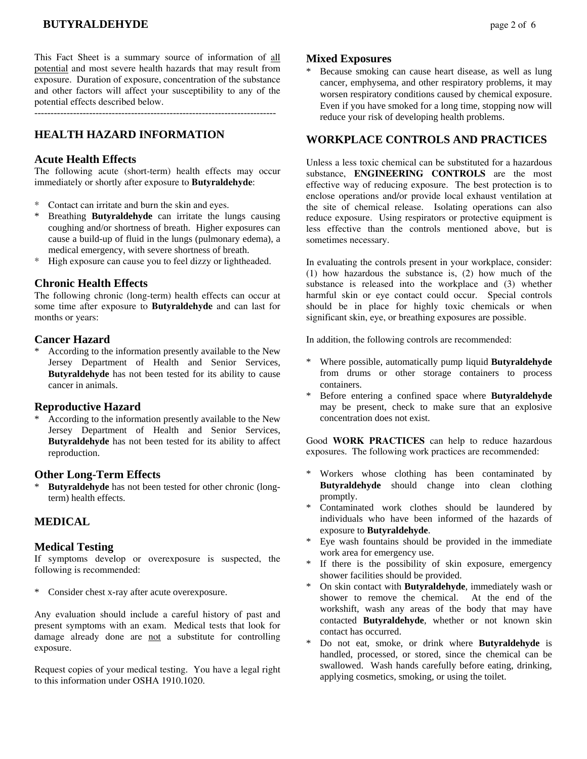This Fact Sheet is a summary source of information of all potential and most severe health hazards that may result from exposure. Duration of exposure, concentration of the substance and other factors will affect your susceptibility to any of the potential effects described below.

---

## HEALTH HAZARD INFORMATION

### Acute Health Effects

The following acute (short-term) health effects may occur immediately or shortly after exposure to **Butyraldehyde**:

* Contact can irritate and burn the skin and eyes.
* Breathing **Butyraldehyde** can irritate the lungs causing coughing and/or shortness of breath. Higher exposures can cause a build-up of fluid in the lungs (pulmonary edema), a medical emergency, with severe shortness of breath.
* High exposure can cause you to feel dizzy or lightheaded.

### Chronic Health Effects

The following chronic (long-term) health effects can occur at some time after exposure to **Butyraldehyde** and can last for months or years:

### Cancer Hazard

* According to the information presently available to the New Jersey Department of Health and Senior Services, **Butyraldehyde** has not been tested for its ability to cause cancer in animals.

### Reproductive Hazard

* According to the information presently available to the New Jersey Department of Health and Senior Services, **Butyraldehyde** has not been tested for its ability to affect reproduction.

### Other Long-Term Effects

* **Butyraldehyde** has not been tested for other chronic (long-term) health effects.

## MEDICAL

### Medical Testing

If symptoms develop or overexposure is suspected, the following is recommended:

* Consider chest x-ray after acute overexposure.

Any evaluation should include a careful history of past and present symptoms with an exam. Medical tests that look for damage already done are not a substitute for controlling exposure.

Request copies of your medical testing. You have a legal right to this information under OSHA 1910.1020.

### Mixed Exposures

* Because smoking can cause heart disease, as well as lung cancer, emphysema, and other respiratory problems, it may worsen respiratory conditions caused by chemical exposure. Even if you have smoked for a long time, stopping now will reduce your risk of developing health problems.

## WORKPLACE CONTROLS AND PRACTICES

Unless a less toxic chemical can be substituted for a hazardous substance, **ENGINEERING CONTROLS** are the most effective way of reducing exposure. The best protection is to enclose operations and/or provide local exhaust ventilation at the site of chemical release. Isolating operations can also reduce exposure. Using respirators or protective equipment is less effective than the controls mentioned above, but is sometimes necessary.

In evaluating the controls present in your workplace, consider: (1) how hazardous the substance is, (2) how much of the substance is released into the workplace and (3) whether harmful skin or eye contact could occur. Special controls should be in place for highly toxic chemicals or when significant skin, eye, or breathing exposures are possible.

In addition, the following controls are recommended:

* Where possible, automatically pump liquid **Butyraldehyde** from drums or other storage containers to process containers.
* Before entering a confined space where **Butyraldehyde** may be present, check to make sure that an explosive concentration does not exist.

Good **WORK PRACTICES** can help to reduce hazardous exposures. The following work practices are recommended:

* Workers whose clothing has been contaminated by **Butyraldehyde** should change into clean clothing promptly.
* Contaminated work clothes should be laundered by individuals who have been informed of the hazards of exposure to **Butyraldehyde**.
* Eye wash fountains should be provided in the immediate work area for emergency use.
* If there is the possibility of skin exposure, emergency shower facilities should be provided.
* On skin contact with **Butyraldehyde**, immediately wash or shower to remove the chemical. At the end of the workshift, wash any areas of the body that may have contacted **Butyraldehyde**, whether or not known skin contact has occurred.
* Do not eat, smoke, or drink where **Butyraldehyde** is handled, processed, or stored, since the chemical can be swallowed. Wash hands carefully before eating, drinking, applying cosmetics, smoking, or using the toilet.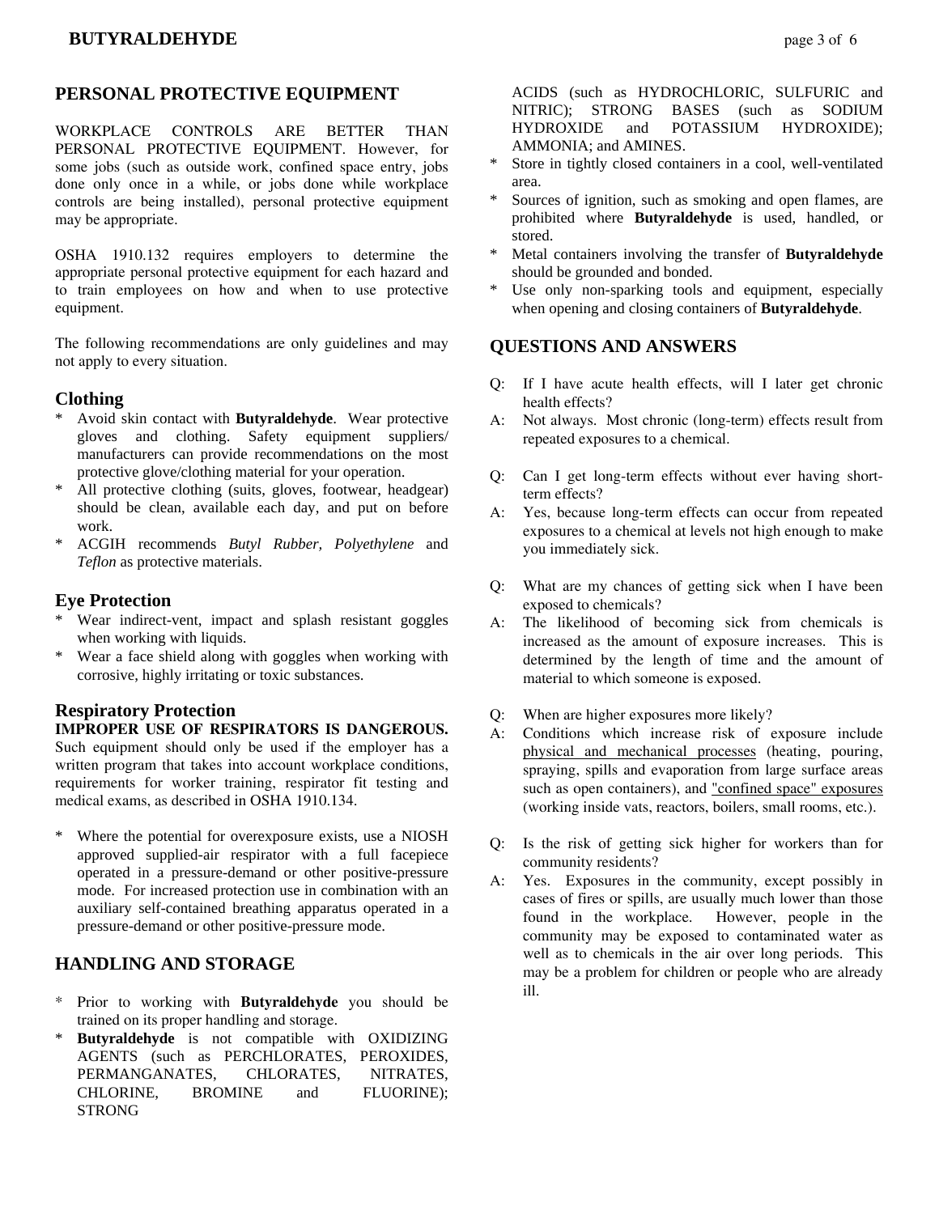## PERSONAL PROTECTIVE EQUIPMENT

WORKPLACE CONTROLS ARE BETTER THAN PERSONAL PROTECTIVE EQUIPMENT. However, for some jobs (such as outside work, confined space entry, jobs done only once in a while, or jobs done while workplace controls are being installed), personal protective equipment may be appropriate.

OSHA 1910.132 requires employers to determine the appropriate personal protective equipment for each hazard and to train employees on how and when to use protective equipment.

The following recommendations are only guidelines and may not apply to every situation.

### Clothing

* Avoid skin contact with **Butyraldehyde**. Wear protective gloves and clothing. Safety equipment suppliers/ manufacturers can provide recommendations on the most protective glove/clothing material for your operation.
* All protective clothing (suits, gloves, footwear, headgear) should be clean, available each day, and put on before work.
* ACGIH recommends *Butyl Rubber, Polyethylene* and *Teflon* as protective materials.

### Eye Protection

* Wear indirect-vent, impact and splash resistant goggles when working with liquids.
* Wear a face shield along with goggles when working with corrosive, highly irritating or toxic substances.

### Respiratory Protection

**IMPROPER USE OF RESPIRATORS IS DANGEROUS.** Such equipment should only be used if the employer has a written program that takes into account workplace conditions, requirements for worker training, respirator fit testing and medical exams, as described in OSHA 1910.134.

* Where the potential for overexposure exists, use a NIOSH approved supplied-air respirator with a full facepiece operated in a pressure-demand or other positive-pressure mode. For increased protection use in combination with an auxiliary self-contained breathing apparatus operated in a pressure-demand or other positive-pressure mode.

## HANDLING AND STORAGE

* Prior to working with **Butyraldehyde** you should be trained on its proper handling and storage.
* **Butyraldehyde** is not compatible with OXIDIZING AGENTS (such as PERCHLORATES, PEROXIDES, PERMANGANATES, CHLORATES, NITRATES, CHLORINE, BROMINE and FLUORINE); STRONG ACIDS (such as HYDROCHLORIC, SULFURIC and NITRIC); STRONG BASES (such as SODIUM HYDROXIDE and POTASSIUM HYDROXIDE); AMMONIA; and AMINES.
* Store in tightly closed containers in a cool, well-ventilated area.
* Sources of ignition, such as smoking and open flames, are prohibited where **Butyraldehyde** is used, handled, or stored.
* Metal containers involving the transfer of **Butyraldehyde** should be grounded and bonded.
* Use only non-sparking tools and equipment, especially when opening and closing containers of **Butyraldehyde**.

## QUESTIONS AND ANSWERS

Q: If I have acute health effects, will I later get chronic health effects?

A: Not always. Most chronic (long-term) effects result from repeated exposures to a chemical.

Q: Can I get long-term effects without ever having short-term effects?

A: Yes, because long-term effects can occur from repeated exposures to a chemical at levels not high enough to make you immediately sick.

Q: What are my chances of getting sick when I have been exposed to chemicals?

A: The likelihood of becoming sick from chemicals is increased as the amount of exposure increases. This is determined by the length of time and the amount of material to which someone is exposed.

Q: When are higher exposures more likely?

A: Conditions which increase risk of exposure include physical and mechanical processes (heating, pouring, spraying, spills and evaporation from large surface areas such as open containers), and "confined space" exposures (working inside vats, reactors, boilers, small rooms, etc.).

Q: Is the risk of getting sick higher for workers than for community residents?

A: Yes. Exposures in the community, except possibly in cases of fires or spills, are usually much lower than those found in the workplace. However, people in the community may be exposed to contaminated water as well as to chemicals in the air over long periods. This may be a problem for children or people who are already ill.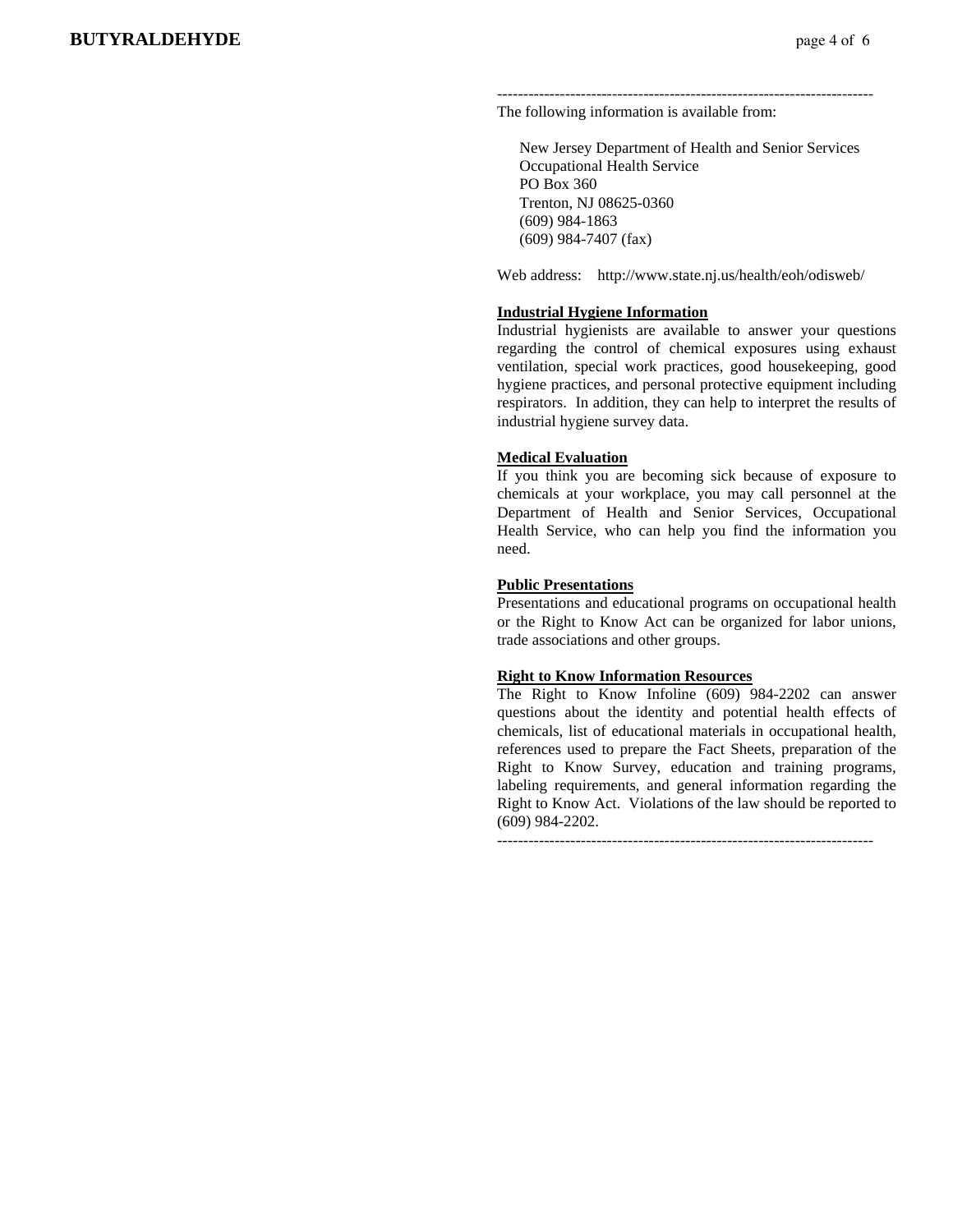------------------------------------------------------------------------

The following information is available from:

New Jersey Department of Health and Senior Services
Occupational Health Service
PO Box 360
Trenton, NJ 08625-0360
(609) 984-1863
(609) 984-7407 (fax)

Web address: http://www.state.nj.us/health/eoh/odisweb/

**Industrial Hygiene Information**

Industrial hygienists are available to answer your questions regarding the control of chemical exposures using exhaust ventilation, special work practices, good housekeeping, good hygiene practices, and personal protective equipment including respirators. In addition, they can help to interpret the results of industrial hygiene survey data.

**Medical Evaluation**

If you think you are becoming sick because of exposure to chemicals at your workplace, you may call personnel at the Department of Health and Senior Services, Occupational Health Service, who can help you find the information you need.

**Public Presentations**

Presentations and educational programs on occupational health or the Right to Know Act can be organized for labor unions, trade associations and other groups.

**Right to Know Information Resources**

The Right to Know Infoline (609) 984-2202 can answer questions about the identity and potential health effects of chemicals, list of educational materials in occupational health, references used to prepare the Fact Sheets, preparation of the Right to Know Survey, education and training programs, labeling requirements, and general information regarding the Right to Know Act. Violations of the law should be reported to (609) 984-2202.

------------------------------------------------------------------------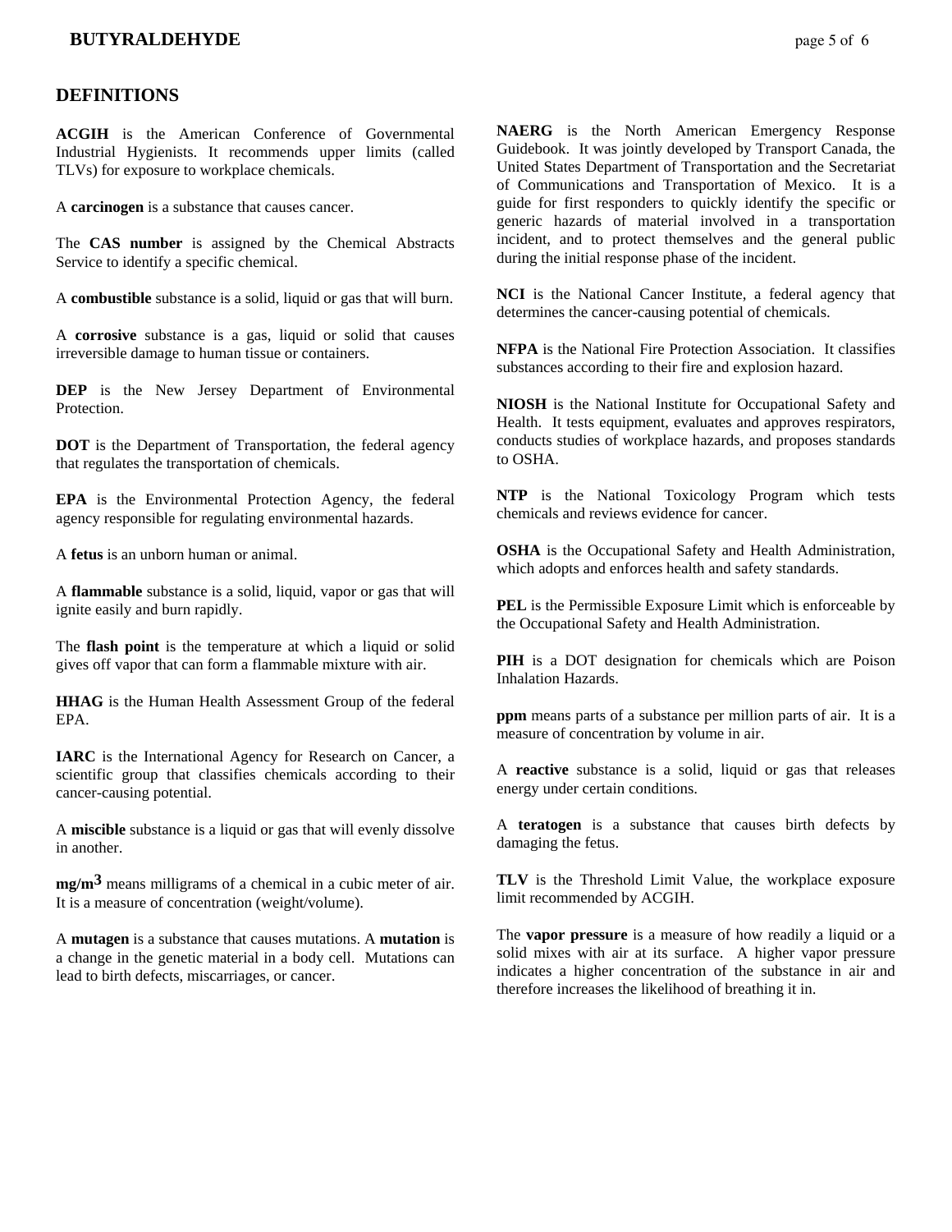## DEFINITIONS

**ACGIH** is the American Conference of Governmental Industrial Hygienists. It recommends upper limits (called TLVs) for exposure to workplace chemicals.

A **carcinogen** is a substance that causes cancer.

The **CAS number** is assigned by the Chemical Abstracts Service to identify a specific chemical.

A **combustible** substance is a solid, liquid or gas that will burn.

A **corrosive** substance is a gas, liquid or solid that causes irreversible damage to human tissue or containers.

**DEP** is the New Jersey Department of Environmental Protection.

**DOT** is the Department of Transportation, the federal agency that regulates the transportation of chemicals.

**EPA** is the Environmental Protection Agency, the federal agency responsible for regulating environmental hazards.

A **fetus** is an unborn human or animal.

A **flammable** substance is a solid, liquid, vapor or gas that will ignite easily and burn rapidly.

The **flash point** is the temperature at which a liquid or solid gives off vapor that can form a flammable mixture with air.

**HHAG** is the Human Health Assessment Group of the federal EPA.

**IARC** is the International Agency for Research on Cancer, a scientific group that classifies chemicals according to their cancer-causing potential.

A **miscible** substance is a liquid or gas that will evenly dissolve in another.

**mg/m$^3$** means milligrams of a chemical in a cubic meter of air. It is a measure of concentration (weight/volume).

A **mutagen** is a substance that causes mutations. A **mutation** is a change in the genetic material in a body cell. Mutations can lead to birth defects, miscarriages, or cancer.

**NAERG** is the North American Emergency Response Guidebook. It was jointly developed by Transport Canada, the United States Department of Transportation and the Secretariat of Communications and Transportation of Mexico. It is a guide for first responders to quickly identify the specific or generic hazards of material involved in a transportation incident, and to protect themselves and the general public during the initial response phase of the incident.

**NCI** is the National Cancer Institute, a federal agency that determines the cancer-causing potential of chemicals.

**NFPA** is the National Fire Protection Association. It classifies substances according to their fire and explosion hazard.

**NIOSH** is the National Institute for Occupational Safety and Health. It tests equipment, evaluates and approves respirators, conducts studies of workplace hazards, and proposes standards to OSHA.

**NTP** is the National Toxicology Program which tests chemicals and reviews evidence for cancer.

**OSHA** is the Occupational Safety and Health Administration, which adopts and enforces health and safety standards.

**PEL** is the Permissible Exposure Limit which is enforceable by the Occupational Safety and Health Administration.

**PIH** is a DOT designation for chemicals which are Poison Inhalation Hazards.

**ppm** means parts of a substance per million parts of air. It is a measure of concentration by volume in air.

A **reactive** substance is a solid, liquid or gas that releases energy under certain conditions.

A **teratogen** is a substance that causes birth defects by damaging the fetus.

**TLV** is the Threshold Limit Value, the workplace exposure limit recommended by ACGIH.

The **vapor pressure** is a measure of how readily a liquid or a solid mixes with air at its surface. A higher vapor pressure indicates a higher concentration of the substance in air and therefore increases the likelihood of breathing it in.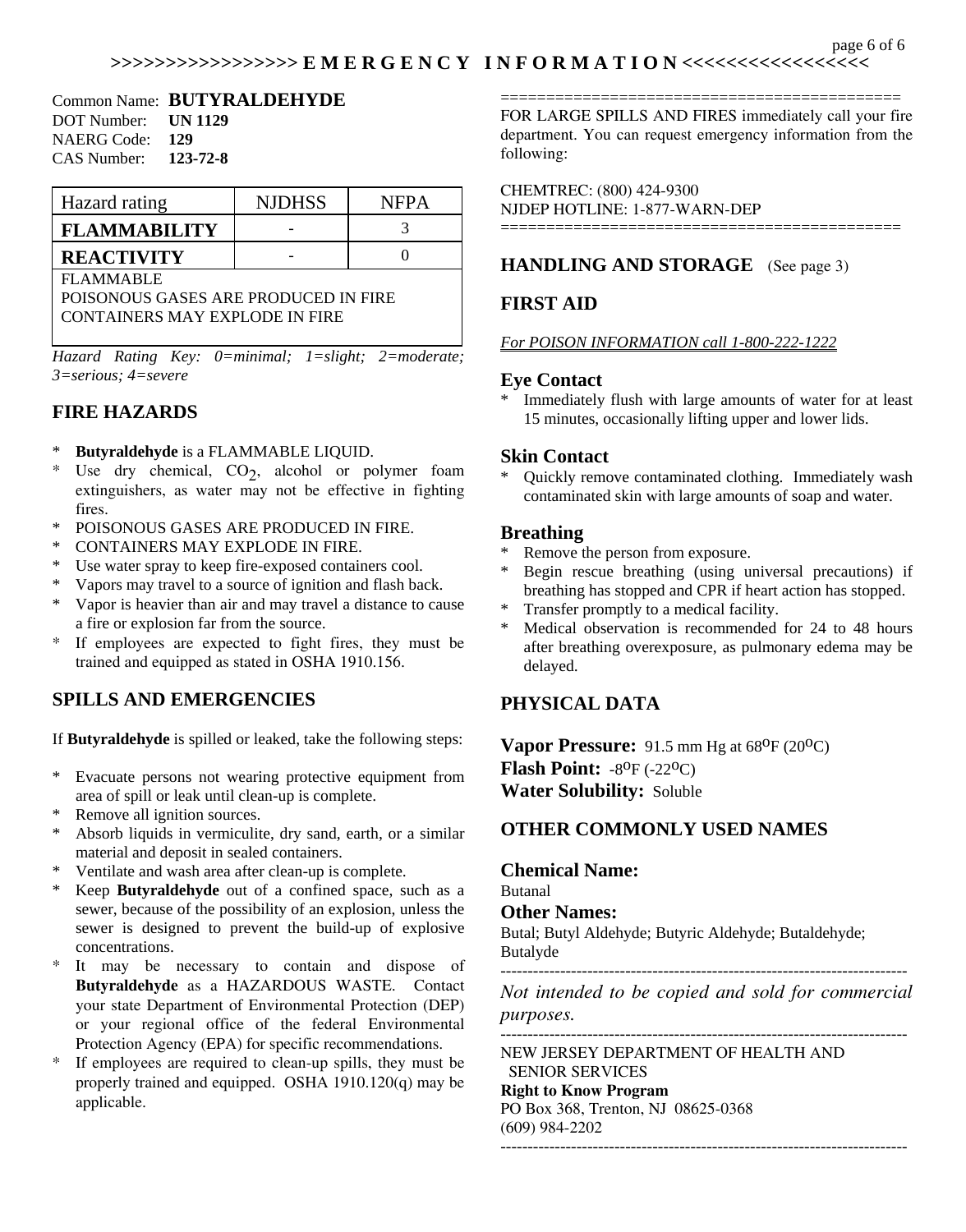# >>>>>>>>>>>>>>>>> E M E R G E N C Y   I N F O R M A T I O N <<<<<<<<<<<<<<<<<

Common Name: **BUTYRALDEHYDE**
DOT Number: **UN 1129**
NAERG Code: **129**
CAS Number: **123-72-8**

| Hazard rating | NJDHSS | NFPA |
|---|---|---|
| **FLAMMABILITY** | - | 3 |
| **REACTIVITY** | - | 0 |
| FLAMMABLE<br>POISONOUS GASES ARE PRODUCED IN FIRE<br>CONTAINERS MAY EXPLODE IN FIRE | | |

*Hazard Rating Key: 0=minimal; 1=slight; 2=moderate; 3=serious; 4=severe*

## FIRE HAZARDS

* **Butyraldehyde** is a FLAMMABLE LIQUID.
* Use dry chemical, $CO_2$, alcohol or polymer foam extinguishers, as water may not be effective in fighting fires.
* POISONOUS GASES ARE PRODUCED IN FIRE.
* CONTAINERS MAY EXPLODE IN FIRE.
* Use water spray to keep fire-exposed containers cool.
* Vapors may travel to a source of ignition and flash back.
* Vapor is heavier than air and may travel a distance to cause a fire or explosion far from the source.
* If employees are expected to fight fires, they must be trained and equipped as stated in OSHA 1910.156.

## SPILLS AND EMERGENCIES

If **Butyraldehyde** is spilled or leaked, take the following steps:

* Evacuate persons not wearing protective equipment from area of spill or leak until clean-up is complete.
* Remove all ignition sources.
* Absorb liquids in vermiculite, dry sand, earth, or a similar material and deposit in sealed containers.
* Ventilate and wash area after clean-up is complete.
* Keep **Butyraldehyde** out of a confined space, such as a sewer, because of the possibility of an explosion, unless the sewer is designed to prevent the build-up of explosive concentrations.
* It may be necessary to contain and dispose of **Butyraldehyde** as a HAZARDOUS WASTE. Contact your state Department of Environmental Protection (DEP) or your regional office of the federal Environmental Protection Agency (EPA) for specific recommendations.
* If employees are required to clean-up spills, they must be properly trained and equipped. OSHA 1910.120(q) may be applicable.

============================================

FOR LARGE SPILLS AND FIRES immediately call your fire department. You can request emergency information from the following:

CHEMTREC: (800) 424-9300
NJDEP HOTLINE: 1-877-WARN-DEP

============================================

## HANDLING AND STORAGE (See page 3)

## FIRST AID

*For POISON INFORMATION call 1-800-222-1222*

### Eye Contact

* Immediately flush with large amounts of water for at least 15 minutes, occasionally lifting upper and lower lids.

### Skin Contact

* Quickly remove contaminated clothing. Immediately wash contaminated skin with large amounts of soap and water.

### Breathing

* Remove the person from exposure.
* Begin rescue breathing (using universal precautions) if breathing has stopped and CPR if heart action has stopped.
* Transfer promptly to a medical facility.
* Medical observation is recommended for 24 to 48 hours after breathing overexposure, as pulmonary edema may be delayed.

## PHYSICAL DATA

**Vapor Pressure:** 91.5 mm Hg at 68$^{o}$F (20$^{o}$C)
**Flash Point:** -8$^{o}$F (-22$^{o}$C)
**Water Solubility:** Soluble

## OTHER COMMONLY USED NAMES

### Chemical Name:

Butanal

### Other Names:

Butal; Butyl Aldehyde; Butyric Aldehyde; Butaldehyde; Butalyde

---

*Not intended to be copied and sold for commercial purposes.*

---

NEW JERSEY DEPARTMENT OF HEALTH AND SENIOR SERVICES
**Right to Know Program**
PO Box 368, Trenton, NJ 08625-0368
(609) 984-2202

---